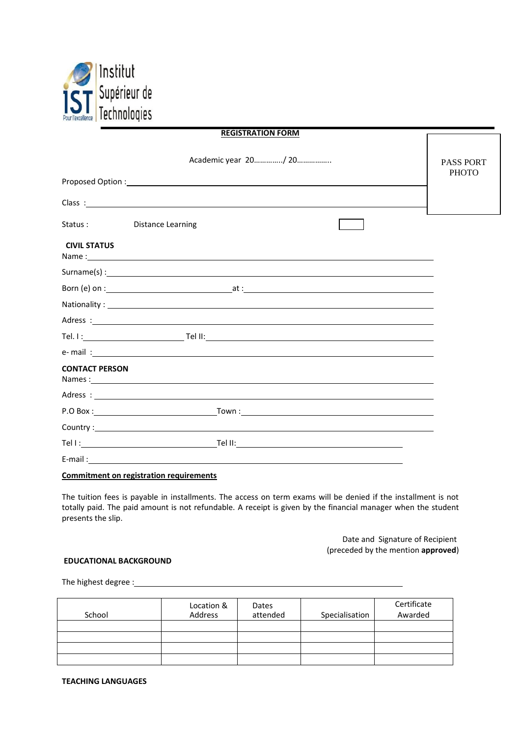Institut Supérieur de Technologies

Pour l'excellence

**REGISTRATION FORM**

Academic year 20…………../ 20……………..

PASS PORT PHOTO

Proposed Option : \_\_\_\_\_\_\_\_\_\_\_\_\_\_\_\_\_\_\_\_\_\_\_\_\_\_\_\_\_\_\_\_\_\_\_\_\_\_\_\_

Class : \_\_\_\_\_\_\_\_\_\_\_\_\_\_\_\_\_\_\_\_\_\_\_\_\_\_\_\_\_\_\_\_\_\_\_\_\_\_\_\_

Status : Distance Learning ☐

**CIVIL STATUS**

Name : \_\_\_\_\_\_\_\_\_\_\_\_\_\_\_\_\_\_\_\_\_\_\_\_\_\_\_\_\_\_\_\_\_\_\_\_\_\_\_\_

Surname(s) : \_\_\_\_\_\_\_\_\_\_\_\_\_\_\_\_\_\_\_\_\_\_\_\_\_\_\_\_\_\_\_\_\_\_\_\_\_\_\_\_

Born (e) on : \_\_\_\_\_\_\_\_\_\_\_\_\_\_\_\_\_\_\_\_ at : \_\_\_\_\_\_\_\_\_\_\_\_\_\_\_\_\_\_\_\_

Nationality : \_\_\_\_\_\_\_\_\_\_\_\_\_\_\_\_\_\_\_\_\_\_\_\_\_\_\_\_\_\_\_\_\_\_\_\_\_\_\_\_

Adress : \_\_\_\_\_\_\_\_\_\_\_\_\_\_\_\_\_\_\_\_\_\_\_\_\_\_\_\_\_\_\_\_\_\_\_\_\_\_\_\_

Tel. I : \_\_\_\_\_\_\_\_\_\_\_\_\_\_\_\_\_\_\_\_ Tel II: \_\_\_\_\_\_\_\_\_\_\_\_\_\_\_\_\_\_\_\_

e- mail : \_\_\_\_\_\_\_\_\_\_\_\_\_\_\_\_\_\_\_\_\_\_\_\_\_\_\_\_\_\_\_\_\_\_\_\_\_\_\_\_

**CONTACT PERSON**

Names : \_\_\_\_\_\_\_\_\_\_\_\_\_\_\_\_\_\_\_\_\_\_\_\_\_\_\_\_\_\_\_\_\_\_\_\_\_\_\_\_

Adress : \_\_\_\_\_\_\_\_\_\_\_\_\_\_\_\_\_\_\_\_\_\_\_\_\_\_\_\_\_\_\_\_\_\_\_\_\_\_\_\_

P.O Box : \_\_\_\_\_\_\_\_\_\_\_\_\_\_\_\_\_\_\_\_ Town : \_\_\_\_\_\_\_\_\_\_\_\_\_\_\_\_\_\_\_\_

Country : \_\_\_\_\_\_\_\_\_\_\_\_\_\_\_\_\_\_\_\_\_\_\_\_\_\_\_\_\_\_\_\_\_\_\_\_\_\_\_\_

Tel I : \_\_\_\_\_\_\_\_\_\_\_\_\_\_\_\_\_\_\_\_ Tel II: \_\_\_\_\_\_\_\_\_\_\_\_\_\_\_\_\_\_\_\_

E-mail : \_\_\_\_\_\_\_\_\_\_\_\_\_\_\_\_\_\_\_\_\_\_\_\_\_\_\_\_\_\_\_\_\_\_\_\_\_\_\_\_

**Commitment on registration requirements**

The tuition fees is payable in installments. The access on term exams will be denied if the installment is not totally paid. The paid amount is not refundable. A receipt is given by the financial manager when the student presents the slip.

Date and Signature of Recipient
(preceded by the mention **approved**)

**EDUCATIONAL BACKGROUND**

The highest degree : \_\_\_\_\_\_\_\_\_\_\_\_\_\_\_\_\_\_\_\_\_\_\_\_\_\_\_\_\_\_\_\_\_\_\_\_\_\_\_\_

| School | Location & Address | Dates attended | Specialisation | Certificate Awarded |
|---|---|---|---|---|
| | | | | |
| | | | | |
| | | | | |
| | | | | |

**TEACHING LANGUAGES**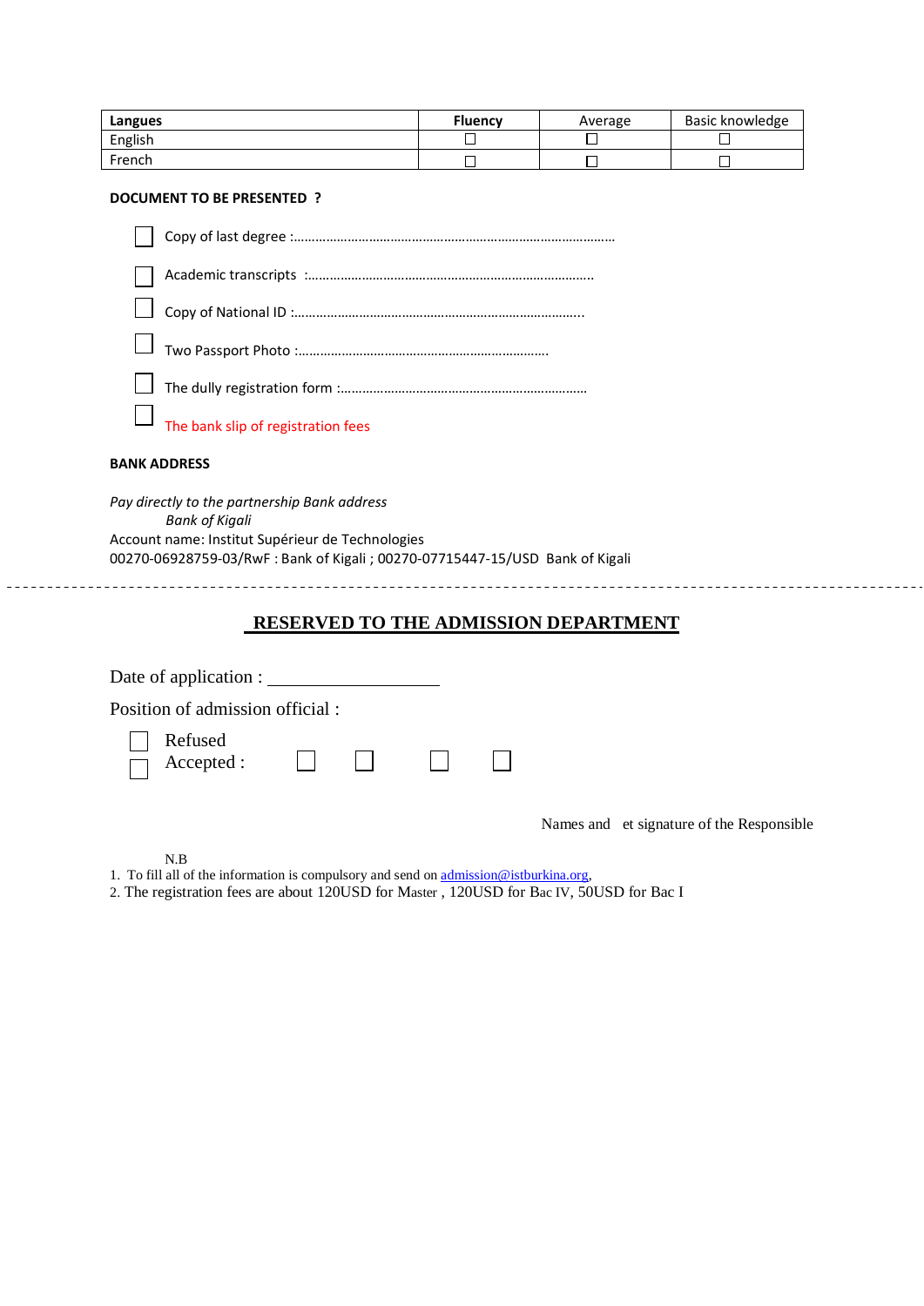| **Langues** | **Fluency** | Average | Basic knowledge |
|---|---|---|---|
| English | ☐ | ☐ | ☐ |
| French | ☐ | ☐ | ☐ |

**DOCUMENT TO BE PRESENTED ?**

- ☐ Copy of last degree :………………………………………………………………………………
- ☐ Academic transcripts :……………………………………………………………………..
- ☐ Copy of National ID :……………………………………………………………………..
- ☐ Two Passport Photo :…………………………………………………………….
- ☐ The dully registration form :…………………………………………………………
- ☐ The bank slip of registration fees

**BANK ADDRESS**

*Pay directly to the partnership Bank address*
*Bank of Kigali*
Account name: Institut Supérieur de Technologies
00270-06928759-03/RwF : Bank of Kigali ; 00270-07715447-15/USD Bank of Kigali

---

## RESERVED TO THE ADMISSION DEPARTMENT

Date of application : ____________________

Position of admission official :

- ☐ Refused
- ☐ Accepted : ☐ ☐ ☐ ☐

Names and et signature of the Responsible

N.B

1. To fill all of the information is compulsory and send on admission@istburkina.org,
2. The registration fees are about 120USD for Master , 120USD for Bac IV, 50USD for Bac I